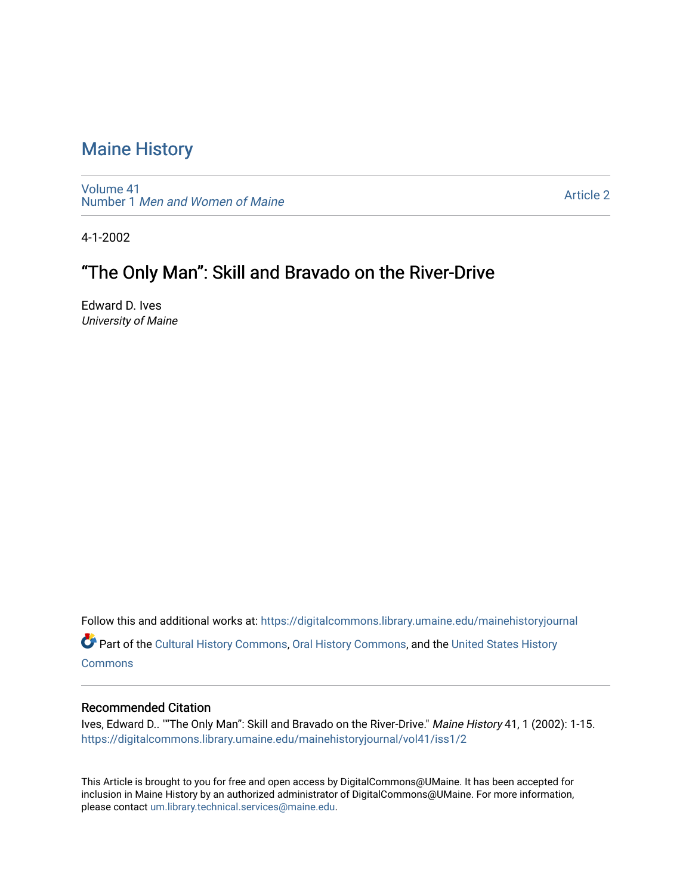# Maine History

Volume 41
Number 1 *Men and Women of Maine*

Article 2

4-1-2002

## "The Only Man": Skill and Bravado on the River-Drive

Edward D. Ives
*University of Maine*

Follow this and additional works at: https://digitalcommons.library.umaine.edu/mainehistoryjournal

Part of the Cultural History Commons, Oral History Commons, and the United States History Commons

### Recommended Citation

Ives, Edward D.. ""The Only Man": Skill and Bravado on the River-Drive." *Maine History* 41, 1 (2002): 1-15.
https://digitalcommons.library.umaine.edu/mainehistoryjournal/vol41/iss1/2

This Article is brought to you for free and open access by DigitalCommons@UMaine. It has been accepted for inclusion in Maine History by an authorized administrator of DigitalCommons@UMaine. For more information, please contact um.library.technical.services@maine.edu.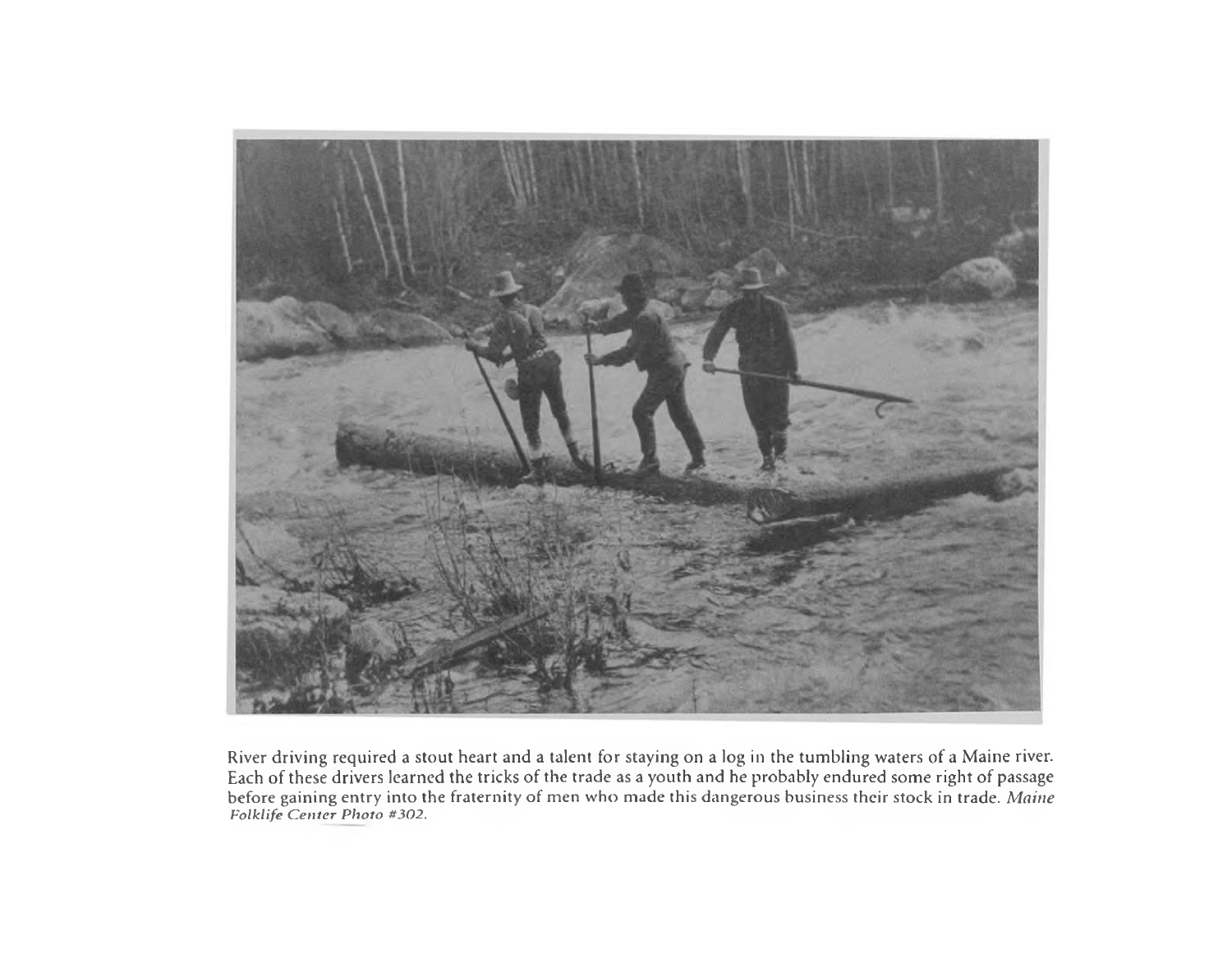River driving required a stout heart and a talent for staying on a log in the tumbling waters of a Maine river. Each of these drivers learned the tricks of the trade as a youth and he probably endured some right of passage before gaining entry into the fraternity of men who made this dangerous business their stock in trade. *Maine Folklife Center Photo #302.*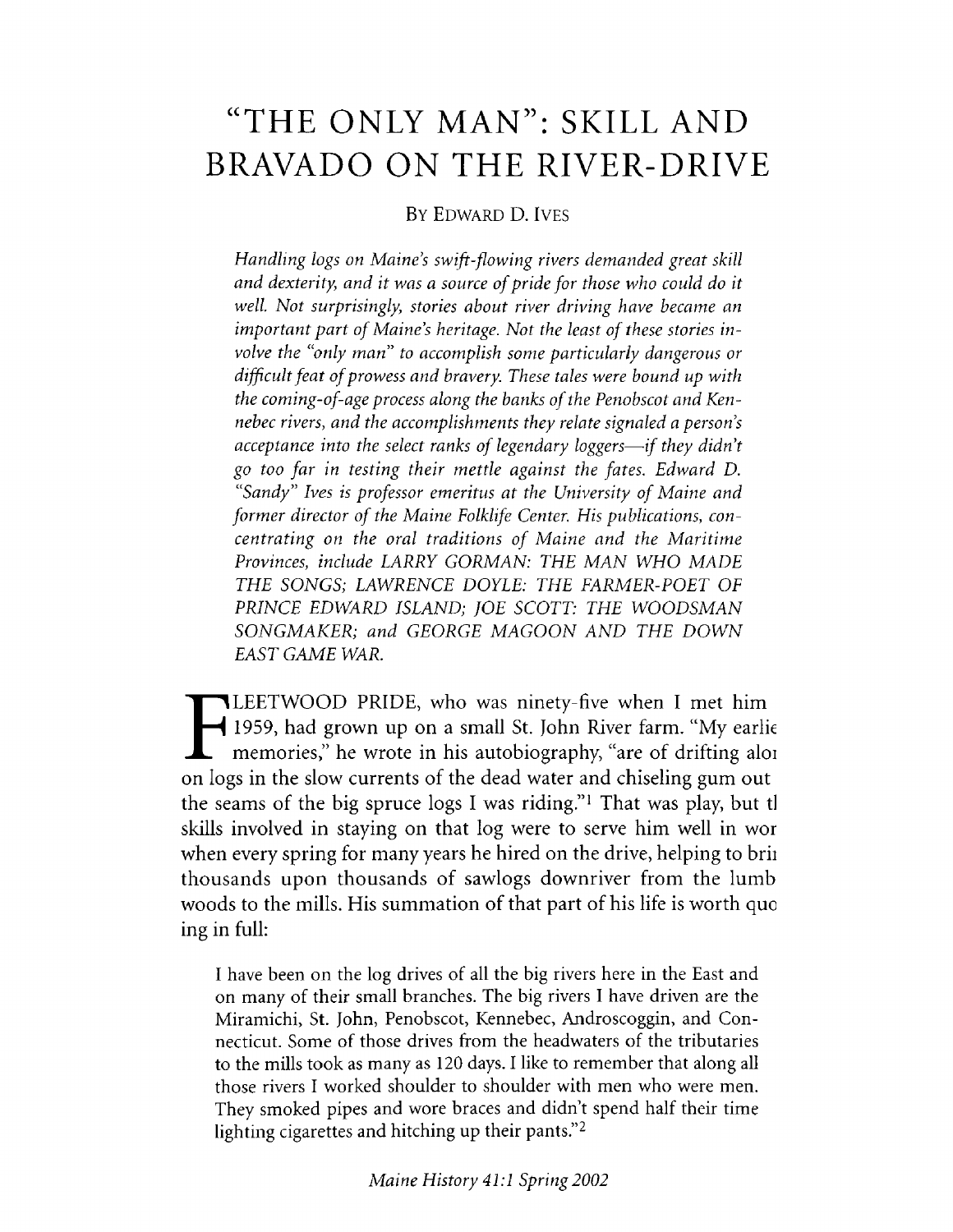# "THE ONLY MAN": SKILL AND BRAVADO ON THE RIVER-DRIVE

BY EDWARD D. IVES

*Handling logs on Maine's swift-flowing rivers demanded great skill and dexterity, and it was a source of pride for those who could do it well. Not surprisingly, stories about river driving have became an important part of Maine's heritage. Not the least of these stories involve the "only man" to accomplish some particularly dangerous or difficult feat of prowess and bravery. These tales were bound up with the coming-of-age process along the banks of the Penobscot and Kennebec rivers, and the accomplishments they relate signaled a person's acceptance into the select ranks of legendary loggers—if they didn't go too far in testing their mettle against the fates. Edward D. "Sandy" Ives is professor emeritus at the University of Maine and former director of the Maine Folklife Center. His publications, concentrating on the oral traditions of Maine and the Maritime Provinces, include LARRY GORMAN: THE MAN WHO MADE THE SONGS; LAWRENCE DOYLE: THE FARMER-POET OF PRINCE EDWARD ISLAND; JOE SCOTT: THE WOODSMAN SONGMAKER; and GEORGE MAGOON AND THE DOWN EAST GAME WAR.*

FLEETWOOD PRIDE, who was ninety-five when I met him 1959, had grown up on a small St. John River farm. "My earlie memories," he wrote in his autobiography, "are of drifting alor on logs in the slow currents of the dead water and chiseling gum out the seams of the big spruce logs I was riding."[1] That was play, but tl skills involved in staying on that log were to serve him well in wor when every spring for many years he hired on the drive, helping to brii thousands upon thousands of sawlogs downriver from the lumb woods to the mills. His summation of that part of his life is worth quo ing in full:

> I have been on the log drives of all the big rivers here in the East and on many of their small branches. The big rivers I have driven are the Miramichi, St. John, Penobscot, Kennebec, Androscoggin, and Connecticut. Some of those drives from the headwaters of the tributaries to the mills took as many as 120 days. I like to remember that along all those rivers I worked shoulder to shoulder with men who were men. They smoked pipes and wore braces and didn't spend half their time lighting cigarettes and hitching up their pants."[2]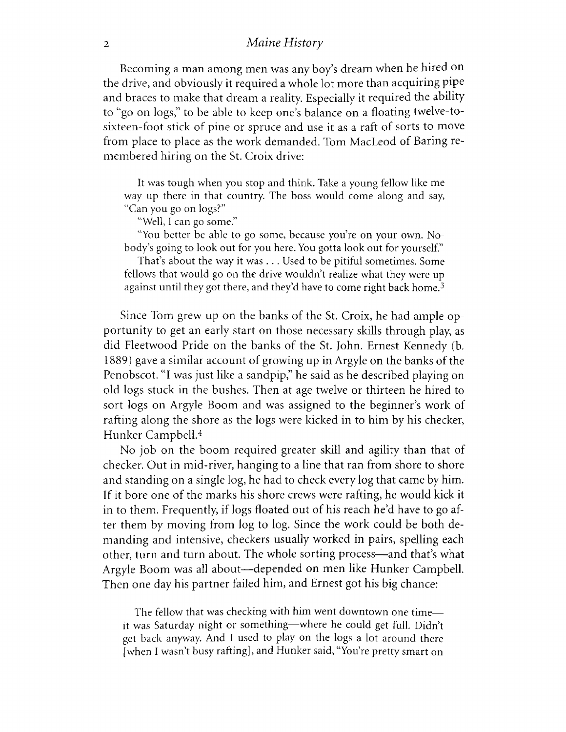Becoming a man among men was any boy's dream when he hired on the drive, and obviously it required a whole lot more than acquiring pipe and braces to make that dream a reality. Especially it required the ability to "go on logs," to be able to keep one's balance on a floating twelve-to-sixteen-foot stick of pine or spruce and use it as a raft of sorts to move from place to place as the work demanded. Tom MacLeod of Baring remembered hiring on the St. Croix drive:

> It was tough when you stop and think. Take a young fellow like me way up there in that country. The boss would come along and say, "Can you go on logs?"
>
> "Well, I can go some."
>
> "You better be able to go some, because you're on your own. Nobody's going to look out for you here. You gotta look out for yourself."
>
> That's about the way it was . . . Used to be pitiful sometimes. Some fellows that would go on the drive wouldn't realize what they were up against until they got there, and they'd have to come right back home.[3]

Since Tom grew up on the banks of the St. Croix, he had ample opportunity to get an early start on those necessary skills through play, as did Fleetwood Pride on the banks of the St. John. Ernest Kennedy (b. 1889) gave a similar account of growing up in Argyle on the banks of the Penobscot. "I was just like a sandpip," he said as he described playing on old logs stuck in the bushes. Then at age twelve or thirteen he hired to sort logs on Argyle Boom and was assigned to the beginner's work of rafting along the shore as the logs were kicked in to him by his checker, Hunker Campbell.[4]

No job on the boom required greater skill and agility than that of checker. Out in mid-river, hanging to a line that ran from shore to shore and standing on a single log, he had to check every log that came by him. If it bore one of the marks his shore crews were rafting, he would kick it in to them. Frequently, if logs floated out of his reach he'd have to go after them by moving from log to log. Since the work could be both demanding and intensive, checkers usually worked in pairs, spelling each other, turn and turn about. The whole sorting process—and that's what Argyle Boom was all about—depended on men like Hunker Campbell. Then one day his partner failed him, and Ernest got his big chance:

> The fellow that was checking with him went downtown one time—it was Saturday night or something—where he could get full. Didn't get back anyway. And I used to play on the logs a lot around there [when I wasn't busy rafting], and Hunker said, "You're pretty smart on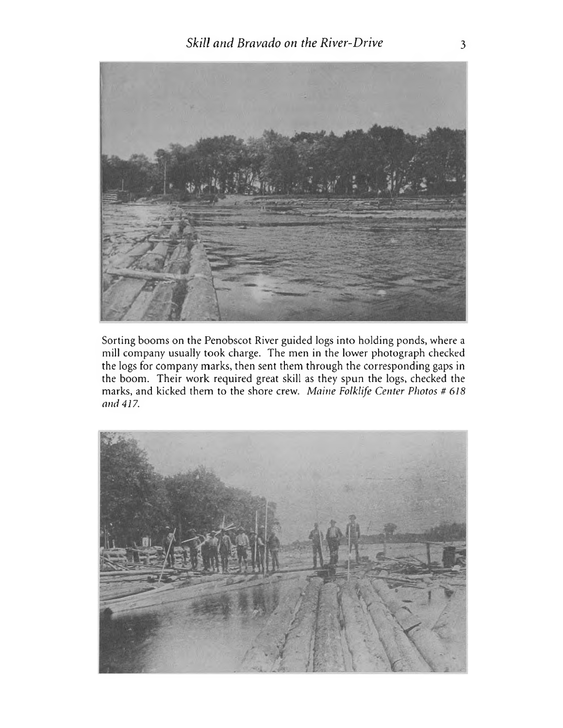Sorting booms on the Penobscot River guided logs into holding ponds, where a mill company usually took charge. The men in the lower photograph checked the logs for company marks, then sent them through the corresponding gaps in the boom. Their work required great skill as they spun the logs, checked the marks, and kicked them to the shore crew. *Maine Folklife Center Photos # 618 and 417.*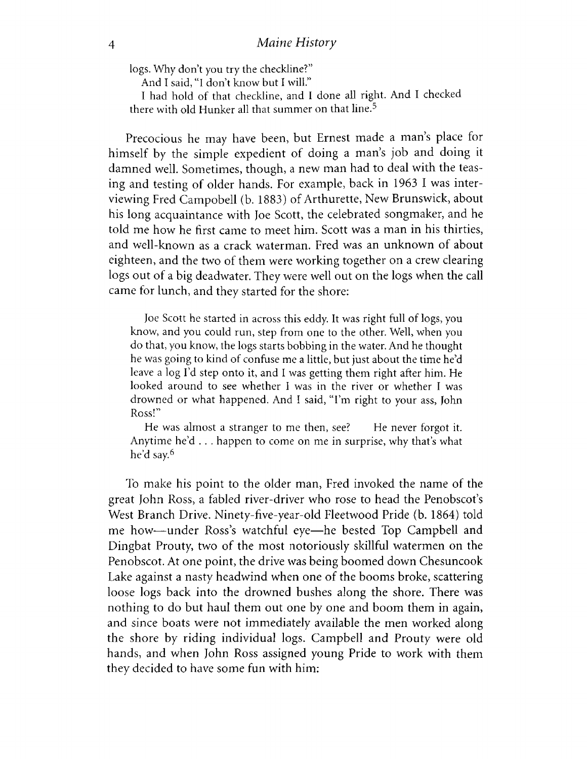> logs. Why don't you try the checkline?"
>
> And I said, "I don't know but I will."
>
> I had hold of that checkline, and I done all right. And I checked there with old Hunker all that summer on that line.[5]

Precocious he may have been, but Ernest made a man's place for himself by the simple expedient of doing a man's job and doing it damned well. Sometimes, though, a new man had to deal with the teasing and testing of older hands. For example, back in 1963 I was interviewing Fred Campobell (b. 1883) of Arthurette, New Brunswick, about his long acquaintance with Joe Scott, the celebrated songmaker, and he told me how he first came to meet him. Scott was a man in his thirties, and well-known as a crack waterman. Fred was an unknown of about eighteen, and the two of them were working together on a crew clearing logs out of a big deadwater. They were well out on the logs when the call came for lunch, and they started for the shore:

> Joe Scott he started in across this eddy. It was right full of logs, you know, and you could run, step from one to the other. Well, when you do that, you know, the logs starts bobbing in the water. And he thought he was going to kind of confuse me a little, but just about the time he'd leave a log I'd step onto it, and I was getting them right after him. He looked around to see whether I was in the river or whether I was drowned or what happened. And I said, "I'm right to your ass, John Ross!"
>
> He was almost a stranger to me then, see? He never forgot it. Anytime he'd . . . happen to come on me in surprise, why that's what he'd say.[6]

To make his point to the older man, Fred invoked the name of the great John Ross, a fabled river-driver who rose to head the Penobscot's West Branch Drive. Ninety-five-year-old Fleetwood Pride (b. 1864) told me how—under Ross's watchful eye—he bested Top Campbell and Dingbat Prouty, two of the most notoriously skillful watermen on the Penobscot. At one point, the drive was being boomed down Chesuncook Lake against a nasty headwind when one of the booms broke, scattering loose logs back into the drowned bushes along the shore. There was nothing to do but haul them out one by one and boom them in again, and since boats were not immediately available the men worked along the shore by riding individual logs. Campbell and Prouty were old hands, and when John Ross assigned young Pride to work with them they decided to have some fun with him: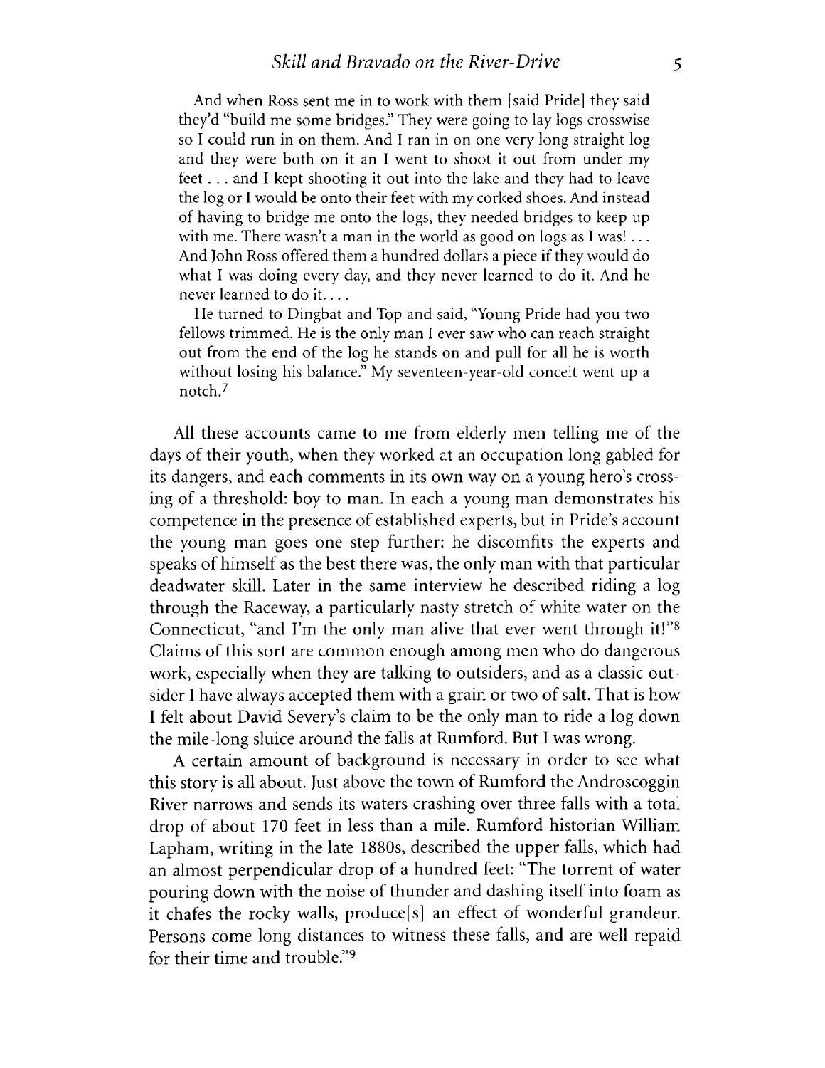And when Ross sent me in to work with them [said Pride] they said they'd "build me some bridges." They were going to lay logs crosswise so I could run in on them. And I ran in on one very long straight log and they were both on it an I went to shoot it out from under my feet . . . and I kept shooting it out into the lake and they had to leave the log or I would be onto their feet with my corked shoes. And instead of having to bridge me onto the logs, they needed bridges to keep up with me. There wasn't a man in the world as good on logs as I was! . . . And John Ross offered them a hundred dollars a piece if they would do what I was doing every day, and they never learned to do it. And he never learned to do it. . . .

He turned to Dingbat and Top and said, "Young Pride had you two fellows trimmed. He is the only man I ever saw who can reach straight out from the end of the log he stands on and pull for all he is worth without losing his balance." My seventeen-year-old conceit went up a notch.[7]

All these accounts came to me from elderly men telling me of the days of their youth, when they worked at an occupation long gabled for its dangers, and each comments in its own way on a young hero's crossing of a threshold: boy to man. In each a young man demonstrates his competence in the presence of established experts, but in Pride's account the young man goes one step further: he discomfits the experts and speaks of himself as the best there was, the only man with that particular deadwater skill. Later in the same interview he described riding a log through the Raceway, a particularly nasty stretch of white water on the Connecticut, "and I'm the only man alive that ever went through it!"[8] Claims of this sort are common enough among men who do dangerous work, especially when they are talking to outsiders, and as a classic outsider I have always accepted them with a grain or two of salt. That is how I felt about David Severy's claim to be the only man to ride a log down the mile-long sluice around the falls at Rumford. But I was wrong.

A certain amount of background is necessary in order to see what this story is all about. Just above the town of Rumford the Androscoggin River narrows and sends its waters crashing over three falls with a total drop of about 170 feet in less than a mile. Rumford historian William Lapham, writing in the late 1880s, described the upper falls, which had an almost perpendicular drop of a hundred feet: "The torrent of water pouring down with the noise of thunder and dashing itself into foam as it chafes the rocky walls, produce[s] an effect of wonderful grandeur. Persons come long distances to witness these falls, and are well repaid for their time and trouble."[9]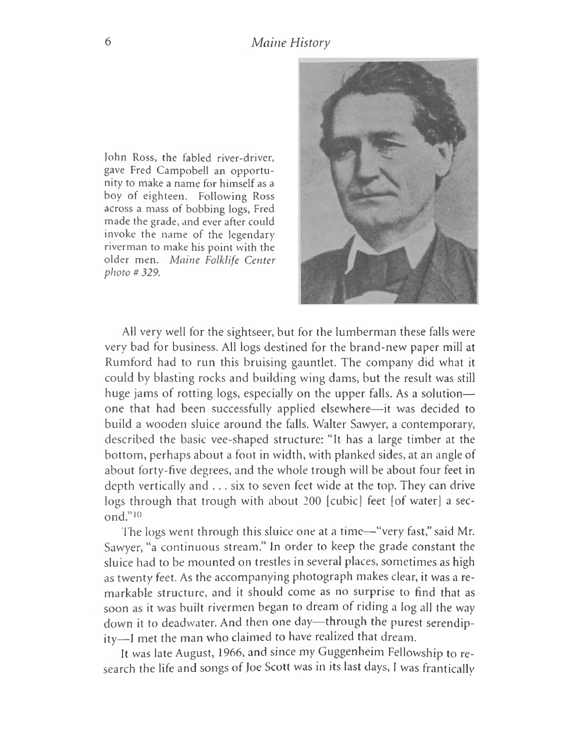John Ross, the fabled river-driver, gave Fred Campobell an opportunity to make a name for himself as a boy of eighteen. Following Ross across a mass of bobbing logs, Fred made the grade, and ever after could invoke the name of the legendary riverman to make his point with the older men. *Maine Folklife Center photo # 329.*

All very well for the sightseer, but for the lumberman these falls were very bad for business. All logs destined for the brand-new paper mill at Rumford had to run this bruising gauntlet. The company did what it could by blasting rocks and building wing dams, but the result was still huge jams of rotting logs, especially on the upper falls. As a solution—one that had been successfully applied elsewhere—it was decided to build a wooden sluice around the falls. Walter Sawyer, a contemporary, described the basic vee-shaped structure: "It has a large timber at the bottom, perhaps about a foot in width, with planked sides, at an angle of about forty-five degrees, and the whole trough will be about four feet in depth vertically and . . . six to seven feet wide at the top. They can drive logs through that trough with about 200 [cubic] feet [of water] a second."[10]

The logs went through this sluice one at a time—"very fast," said Mr. Sawyer, "a continuous stream." In order to keep the grade constant the sluice had to be mounted on trestles in several places, sometimes as high as twenty feet. As the accompanying photograph makes clear, it was a remarkable structure, and it should come as no surprise to find that as soon as it was built rivermen began to dream of riding a log all the way down it to deadwater. And then one day—through the purest serendipity—I met the man who claimed to have realized that dream.

It was late August, 1966, and since my Guggenheim Fellowship to research the life and songs of Joe Scott was in its last days, I was frantically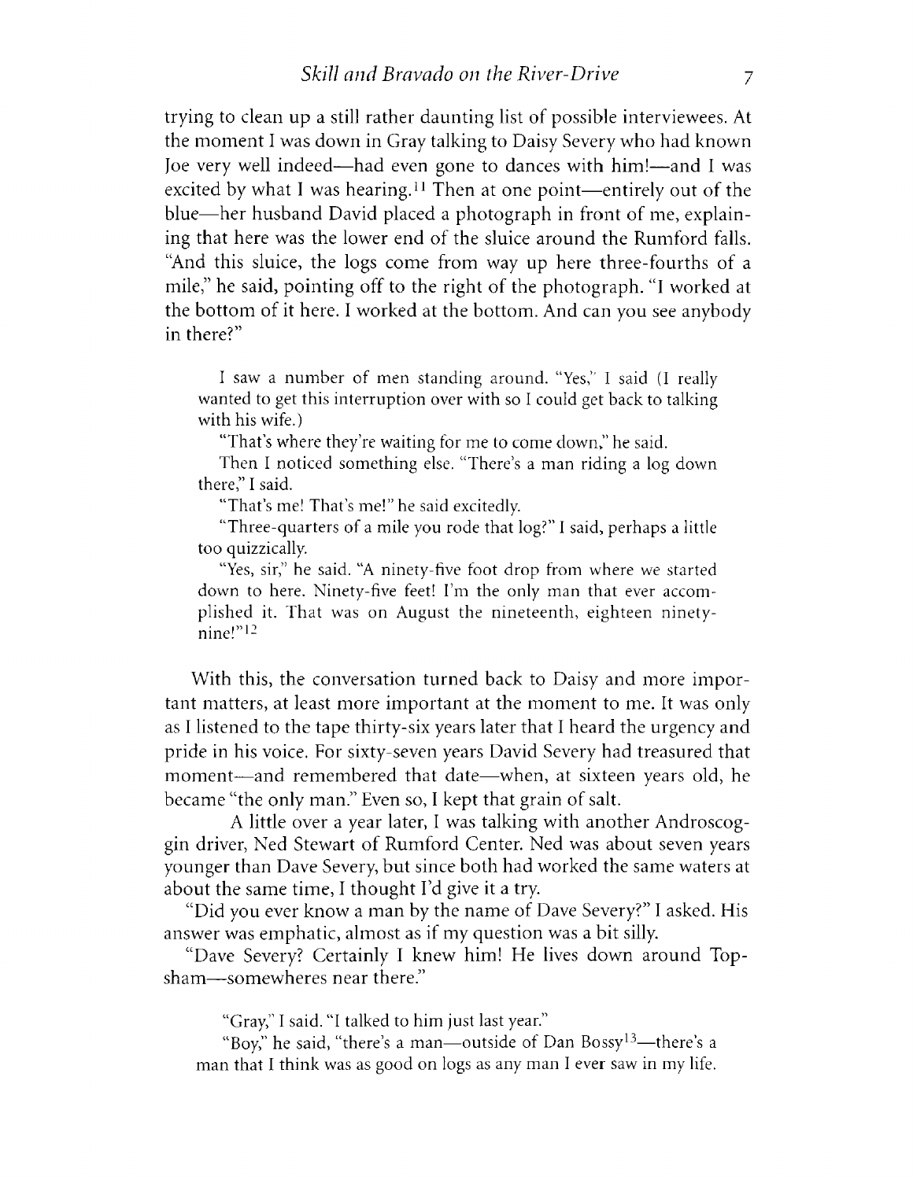trying to clean up a still rather daunting list of possible interviewees. At the moment I was down in Gray talking to Daisy Severy who had known Joe very well indeed—had even gone to dances with him!—and I was excited by what I was hearing.[11] Then at one point—entirely out of the blue—her husband David placed a photograph in front of me, explaining that here was the lower end of the sluice around the Rumford falls. "And this sluice, the logs come from way up here three-fourths of a mile," he said, pointing off to the right of the photograph. "I worked at the bottom of it here. I worked at the bottom. And can you see anybody in there?"

> I saw a number of men standing around. "Yes," I said (I really wanted to get this interruption over with so I could get back to talking with his wife.)
>
> "That's where they're waiting for me to come down," he said.
>
> Then I noticed something else. "There's a man riding a log down there," I said.
>
> "That's me! That's me!" he said excitedly.
>
> "Three-quarters of a mile you rode that log?" I said, perhaps a little too quizzically.
>
> "Yes, sir," he said. "A ninety-five foot drop from where we started down to here. Ninety-five feet! I'm the only man that ever accomplished it. That was on August the nineteenth, eighteen ninety-nine!"[12]

With this, the conversation turned back to Daisy and more important matters, at least more important at the moment to me. It was only as I listened to the tape thirty-six years later that I heard the urgency and pride in his voice. For sixty-seven years David Severy had treasured that moment—and remembered that date—when, at sixteen years old, he became "the only man." Even so, I kept that grain of salt.

A little over a year later, I was talking with another Androscoggin driver, Ned Stewart of Rumford Center. Ned was about seven years younger than Dave Severy, but since both had worked the same waters at about the same time, I thought I'd give it a try.

"Did you ever know a man by the name of Dave Severy?" I asked. His answer was emphatic, almost as if my question was a bit silly.

"Dave Severy? Certainly I knew him! He lives down around Topsham—somewheres near there."

> "Gray," I said. "I talked to him just last year."
>
> "Boy," he said, "there's a man—outside of Dan Bossy[13]—there's a man that I think was as good on logs as any man I ever saw in my life.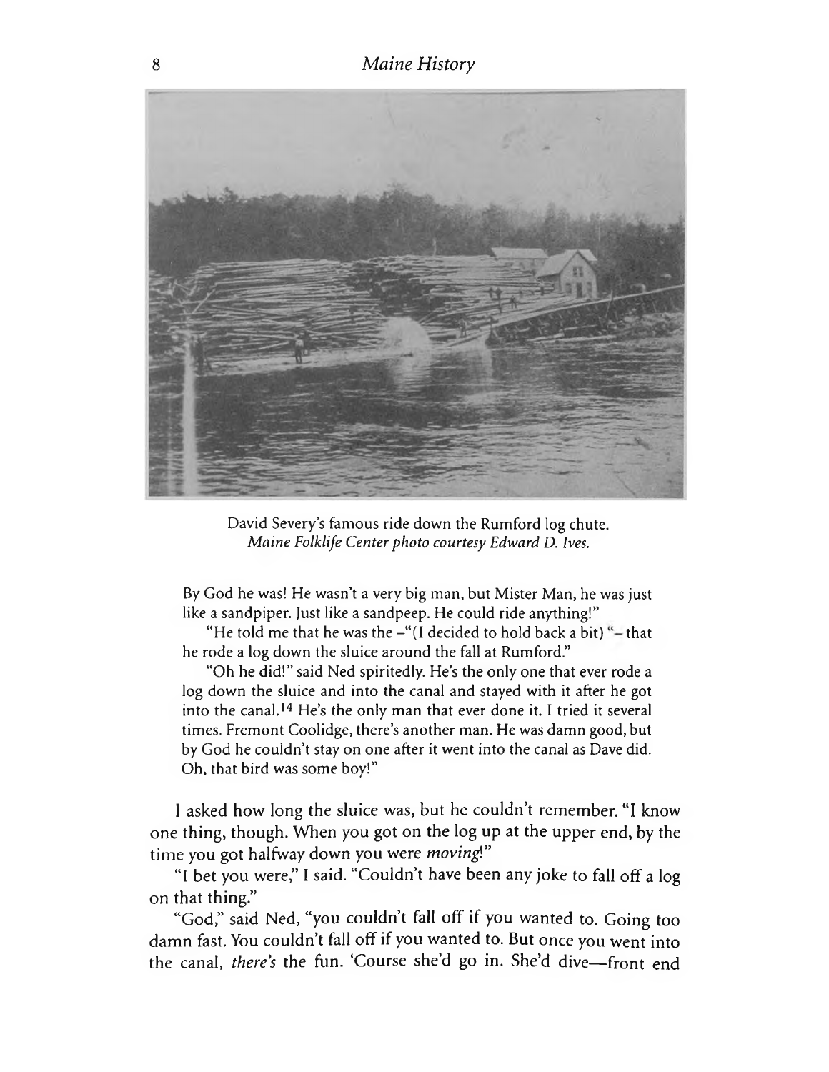David Severy's famous ride down the Rumford log chute.
*Maine Folklife Center photo courtesy Edward D. Ives.*

> By God he was! He wasn't a very big man, but Mister Man, he was just like a sandpiper. Just like a sandpeep. He could ride anything!"
>
> "He told me that he was the –"(I decided to hold back a bit) "– that he rode a log down the sluice around the fall at Rumford."
>
> "Oh he did!" said Ned spiritedly. He's the only one that ever rode a log down the sluice and into the canal and stayed with it after he got into the canal.[14] He's the only man that ever done it. I tried it several times. Fremont Coolidge, there's another man. He was damn good, but by God he couldn't stay on one after it went into the canal as Dave did. Oh, that bird was some boy!"

I asked how long the sluice was, but he couldn't remember. "I know one thing, though. When you got on the log up at the upper end, by the time you got halfway down you were *moving*!"

"I bet you were," I said. "Couldn't have been any joke to fall off a log on that thing."

"God," said Ned, "you couldn't fall off if you wanted to. Going too damn fast. You couldn't fall off if you wanted to. But once you went into the canal, *there's* the fun. 'Course she'd go in. She'd dive—front end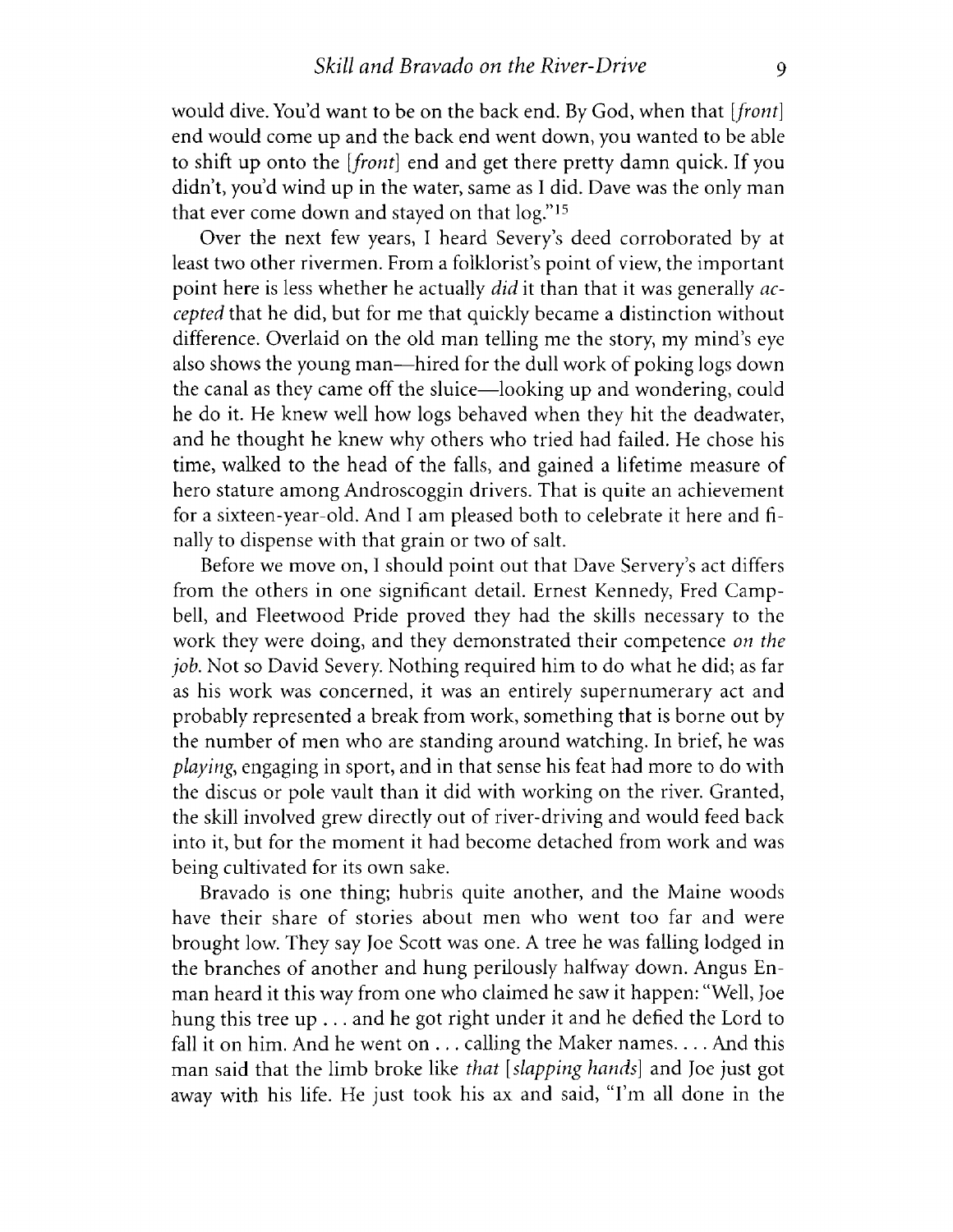would dive. You'd want to be on the back end. By God, when that [*front*] end would come up and the back end went down, you wanted to be able to shift up onto the [*front*] end and get there pretty damn quick. If you didn't, you'd wind up in the water, same as I did. Dave was the only man that ever come down and stayed on that log."[15]

Over the next few years, I heard Severy's deed corroborated by at least two other rivermen. From a folklorist's point of view, the important point here is less whether he actually *did* it than that it was generally *accepted* that he did, but for me that quickly became a distinction without difference. Overlaid on the old man telling me the story, my mind's eye also shows the young man—hired for the dull work of poking logs down the canal as they came off the sluice—looking up and wondering, could he do it. He knew well how logs behaved when they hit the deadwater, and he thought he knew why others who tried had failed. He chose his time, walked to the head of the falls, and gained a lifetime measure of hero stature among Androscoggin drivers. That is quite an achievement for a sixteen-year-old. And I am pleased both to celebrate it here and finally to dispense with that grain or two of salt.

Before we move on, I should point out that Dave Servery's act differs from the others in one significant detail. Ernest Kennedy, Fred Campbell, and Fleetwood Pride proved they had the skills necessary to the work they were doing, and they demonstrated their competence *on the job*. Not so David Severy. Nothing required him to do what he did; as far as his work was concerned, it was an entirely supernumerary act and probably represented a break from work, something that is borne out by the number of men who are standing around watching. In brief, he was *playing*, engaging in sport, and in that sense his feat had more to do with the discus or pole vault than it did with working on the river. Granted, the skill involved grew directly out of river-driving and would feed back into it, but for the moment it had become detached from work and was being cultivated for its own sake.

Bravado is one thing; hubris quite another, and the Maine woods have their share of stories about men who went too far and were brought low. They say Joe Scott was one. A tree he was falling lodged in the branches of another and hung perilously halfway down. Angus Enman heard it this way from one who claimed he saw it happen: "Well, Joe hung this tree up . . . and he got right under it and he defied the Lord to fall it on him. And he went on . . . calling the Maker names. . . . And this man said that the limb broke like *that* [*slapping hands*] and Joe just got away with his life. He just took his ax and said, "I'm all done in the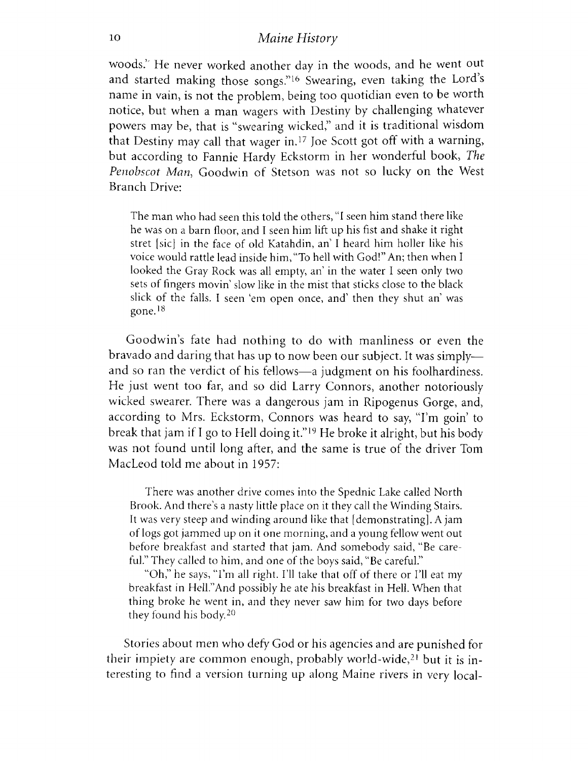woods.' He never worked another day in the woods, and he went out and started making those songs."[16] Swearing, even taking the Lord's name in vain, is not the problem, being too quotidian even to be worth notice, but when a man wagers with Destiny by challenging whatever powers may be, that is "swearing wicked," and it is traditional wisdom that Destiny may call that wager in.[17] Joe Scott got off with a warning, but according to Fannie Hardy Eckstorm in her wonderful book, *The Penobscot Man*, Goodwin of Stetson was not so lucky on the West Branch Drive:

> The man who had seen this told the others, "I seen him stand there like he was on a barn floor, and I seen him lift up his fist and shake it right stret [sic] in the face of old Katahdin, an' I heard him holler like his voice would rattle lead inside him, "To hell with God!" An; then when I looked the Gray Rock was all empty, an' in the water I seen only two sets of fingers movin' slow like in the mist that sticks close to the black slick of the falls. I seen 'em open once, and' then they shut an' was gone.[18]

Goodwin's fate had nothing to do with manliness or even the bravado and daring that has up to now been our subject. It was simply—and so ran the verdict of his fellows—a judgment on his foolhardiness. He just went too far, and so did Larry Connors, another notoriously wicked swearer. There was a dangerous jam in Ripogenus Gorge, and, according to Mrs. Eckstorm, Connors was heard to say, "I'm goin' to break that jam if I go to Hell doing it."[19] He broke it alright, but his body was not found until long after, and the same is true of the driver Tom MacLeod told me about in 1957:

> There was another drive comes into the Spednic Lake called North Brook. And there's a nasty little place on it they call the Winding Stairs. It was very steep and winding around like that [demonstrating]. A jam of logs got jammed up on it one morning, and a young fellow went out before breakfast and started that jam. And somebody said, "Be careful." They called to him, and one of the boys said, "Be careful."
>
> "Oh," he says, "I'm all right. I'll take that off of there or I'll eat my breakfast in Hell."And possibly he ate his breakfast in Hell. When that thing broke he went in, and they never saw him for two days before they found his body.[20]

Stories about men who defy God or his agencies and are punished for their impiety are common enough, probably world-wide,[21] but it is interesting to find a version turning up along Maine rivers in very local-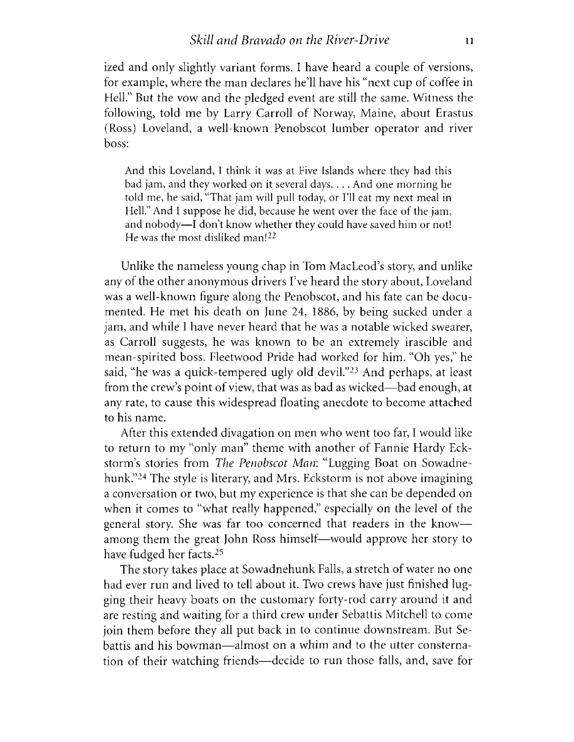ized and only slightly variant forms. I have heard a couple of versions, for example, where the man declares he'll have his "next cup of coffee in Hell." But the vow and the pledged event are still the same. Witness the following, told me by Larry Carroll of Norway, Maine, about Erastus (Ross) Loveland, a well-known Penobscot lumber operator and river boss:

> And this Loveland, I think it was at Five Islands where they had this bad jam, and they worked on it several days. . . . And one morning he told me, he said, "That jam will pull today, or I'll eat my next meal in Hell." And I suppose he did, because he went over the face of the jam, and nobody—I don't know whether they could have saved him or not! He was the most disliked man![22]

Unlike the nameless young chap in Tom MacLeod's story, and unlike any of the other anonymous drivers I've heard the story about, Loveland was a well-known figure along the Penobscot, and his fate can be documented. He met his death on June 24, 1886, by being sucked under a jam, and while I have never heard that he was a notable wicked swearer, as Carroll suggests, he was known to be an extremely irascible and mean-spirited boss. Fleetwood Pride had worked for him. "Oh yes," he said, "he was a quick-tempered ugly old devil."[23] And perhaps, at least from the crew's point of view, that was as bad as wicked—bad enough, at any rate, to cause this widespread floating anecdote to become attached to his name.

After this extended divagation on men who went too far, I would like to return to my "only man" theme with another of Fannie Hardy Eckstorm's stories from *The Penobscot Man*: "Lugging Boat on Sowadnehunk."[24] The style is literary, and Mrs. Eckstorm is not above imagining a conversation or two, but my experience is that she can be depended on when it comes to "what really happened," especially on the level of the general story. She was far too concerned that readers in the know—among them the great John Ross himself—would approve her story to have fudged her facts.[25]

The story takes place at Sowadnehunk Falls, a stretch of water no one had ever run and lived to tell about it. Two crews have just finished lugging their heavy boats on the customary forty-rod carry around it and are resting and waiting for a third crew under Sebattis Mitchell to come join them before they all put back in to continue downstream. But Sebattis and his bowman—almost on a whim and to the utter consternation of their watching friends—decide to run those falls, and, save for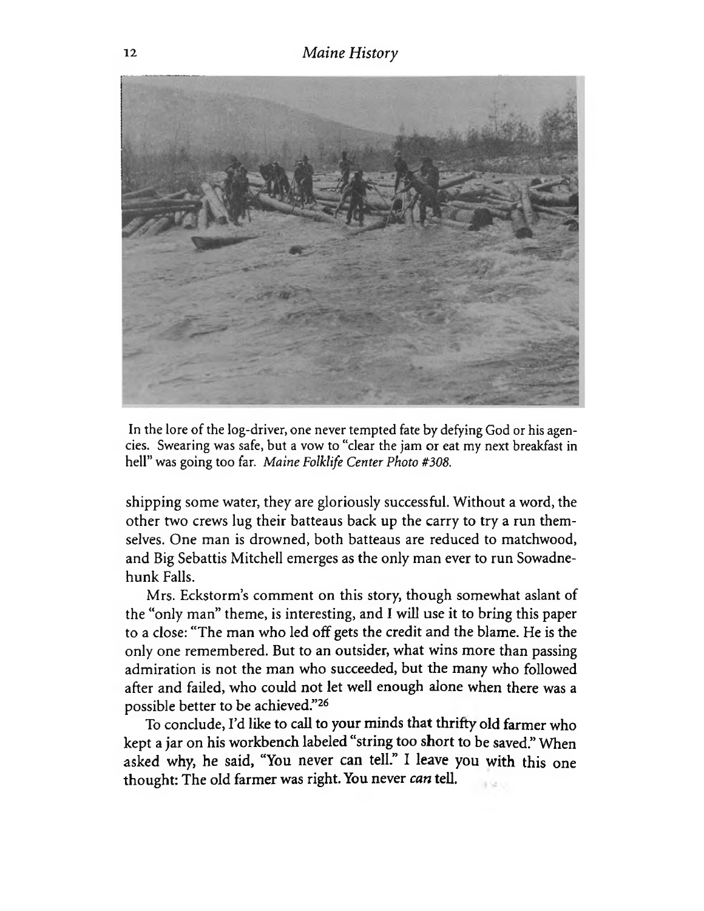In the lore of the log-driver, one never tempted fate by defying God or his agencies. Swearing was safe, but a vow to "clear the jam or eat my next breakfast in hell" was going too far. *Maine Folklife Center Photo #308.*

shipping some water, they are gloriously successful. Without a word, the other two crews lug their batteaus back up the carry to try a run themselves. One man is drowned, both batteaus are reduced to matchwood, and Big Sebattis Mitchell emerges as the only man ever to run Sowadnehunk Falls.

Mrs. Eckstorm's comment on this story, though somewhat aslant of the "only man" theme, is interesting, and I will use it to bring this paper to a close: "The man who led off gets the credit and the blame. He is the only one remembered. But to an outsider, what wins more than passing admiration is not the man who succeeded, but the many who followed after and failed, who could not let well enough alone when there was a possible better to be achieved."[26]

To conclude, I'd like to call to your minds that thrifty old farmer who kept a jar on his workbench labeled "string too short to be saved." When asked why, he said, "You never can tell." I leave you with this one thought: The old farmer was right. You never *can* tell.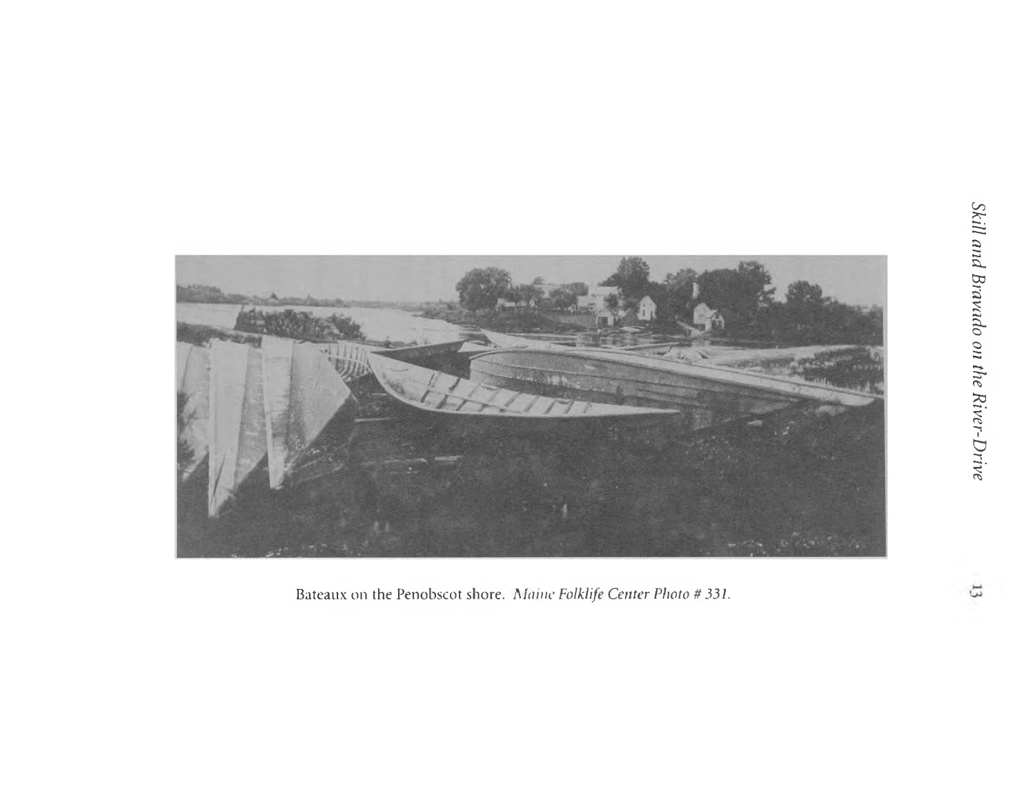Bateaux on the Penobscot shore. *Maine Folklife Center Photo # 331.*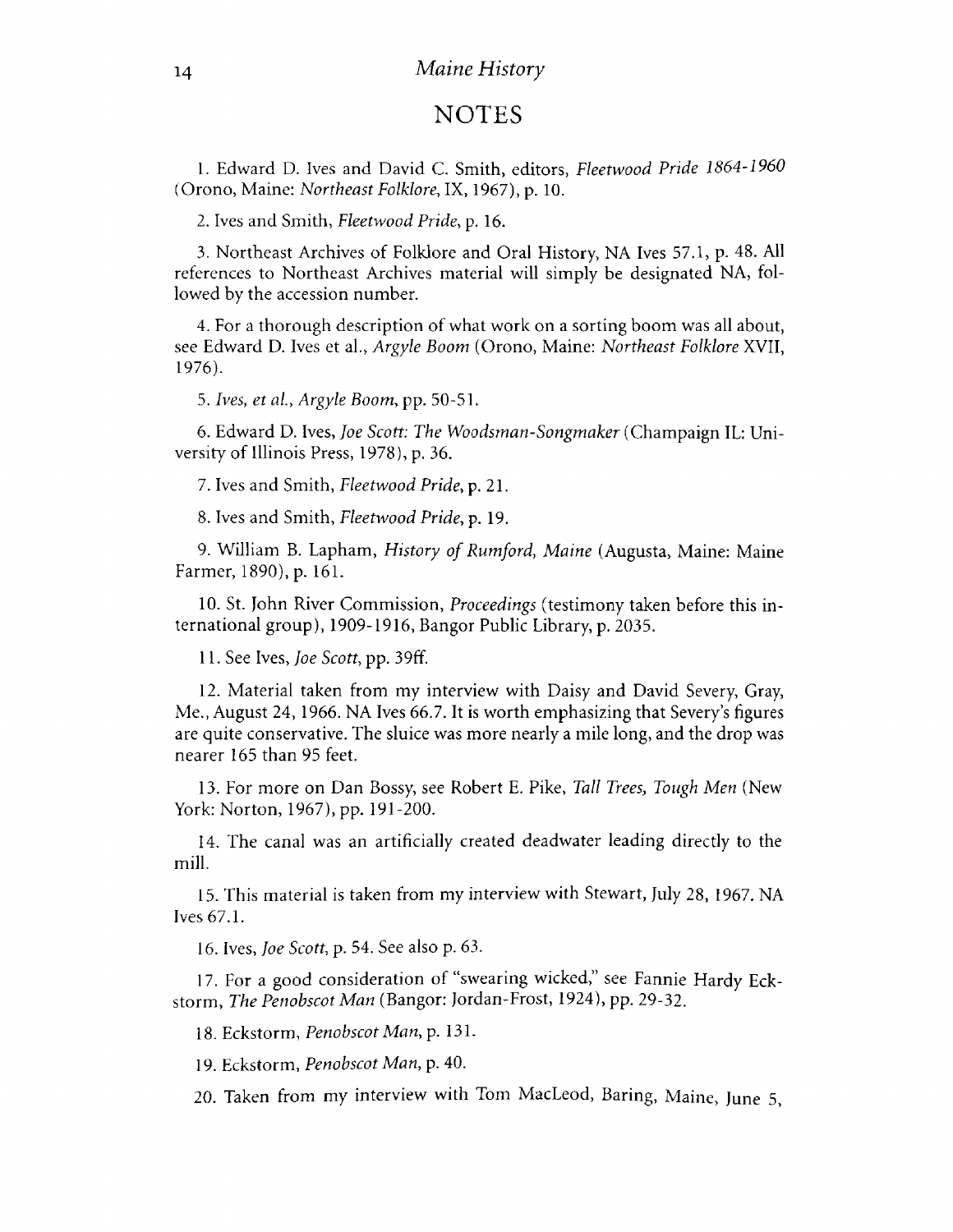## NOTES

1. Edward D. Ives and David C. Smith, editors, *Fleetwood Pride 1864-1960* (Orono, Maine: *Northeast Folklore*, IX, 1967), p. 10.

2. Ives and Smith, *Fleetwood Pride*, p. 16.

3. Northeast Archives of Folklore and Oral History, NA Ives 57.1, p. 48. All references to Northeast Archives material will simply be designated NA, followed by the accession number.

4. For a thorough description of what work on a sorting boom was all about, see Edward D. Ives et al., *Argyle Boom* (Orono, Maine: *Northeast Folklore* XVII, 1976).

5. *Ives, et al., Argyle Boom*, pp. 50-51.

6. Edward D. Ives, *Joe Scott: The Woodsman-Songmaker* (Champaign IL: University of Illinois Press, 1978), p. 36.

7. Ives and Smith, *Fleetwood Pride*, p. 21.

8. Ives and Smith, *Fleetwood Pride*, p. 19.

9. William B. Lapham, *History of Rumford, Maine* (Augusta, Maine: Maine Farmer, 1890), p. 161.

10. St. John River Commission, *Proceedings* (testimony taken before this international group), 1909-1916, Bangor Public Library, p. 2035.

11. See Ives, *Joe Scott*, pp. 39ff.

12. Material taken from my interview with Daisy and David Severy, Gray, Me., August 24, 1966. NA Ives 66.7. It is worth emphasizing that Severy's figures are quite conservative. The sluice was more nearly a mile long, and the drop was nearer 165 than 95 feet.

13. For more on Dan Bossy, see Robert E. Pike, *Tall Trees, Tough Men* (New York: Norton, 1967), pp. 191-200.

14. The canal was an artificially created deadwater leading directly to the mill.

15. This material is taken from my interview with Stewart, July 28, 1967. NA Ives 67.1.

16. Ives, *Joe Scott*, p. 54. See also p. 63.

17. For a good consideration of "swearing wicked," see Fannie Hardy Eckstorm, *The Penobscot Man* (Bangor: Jordan-Frost, 1924), pp. 29-32.

18. Eckstorm, *Penobscot Man*, p. 131.

19. Eckstorm, *Penobscot Man*, p. 40.

20. Taken from my interview with Tom MacLeod, Baring, Maine, June 5,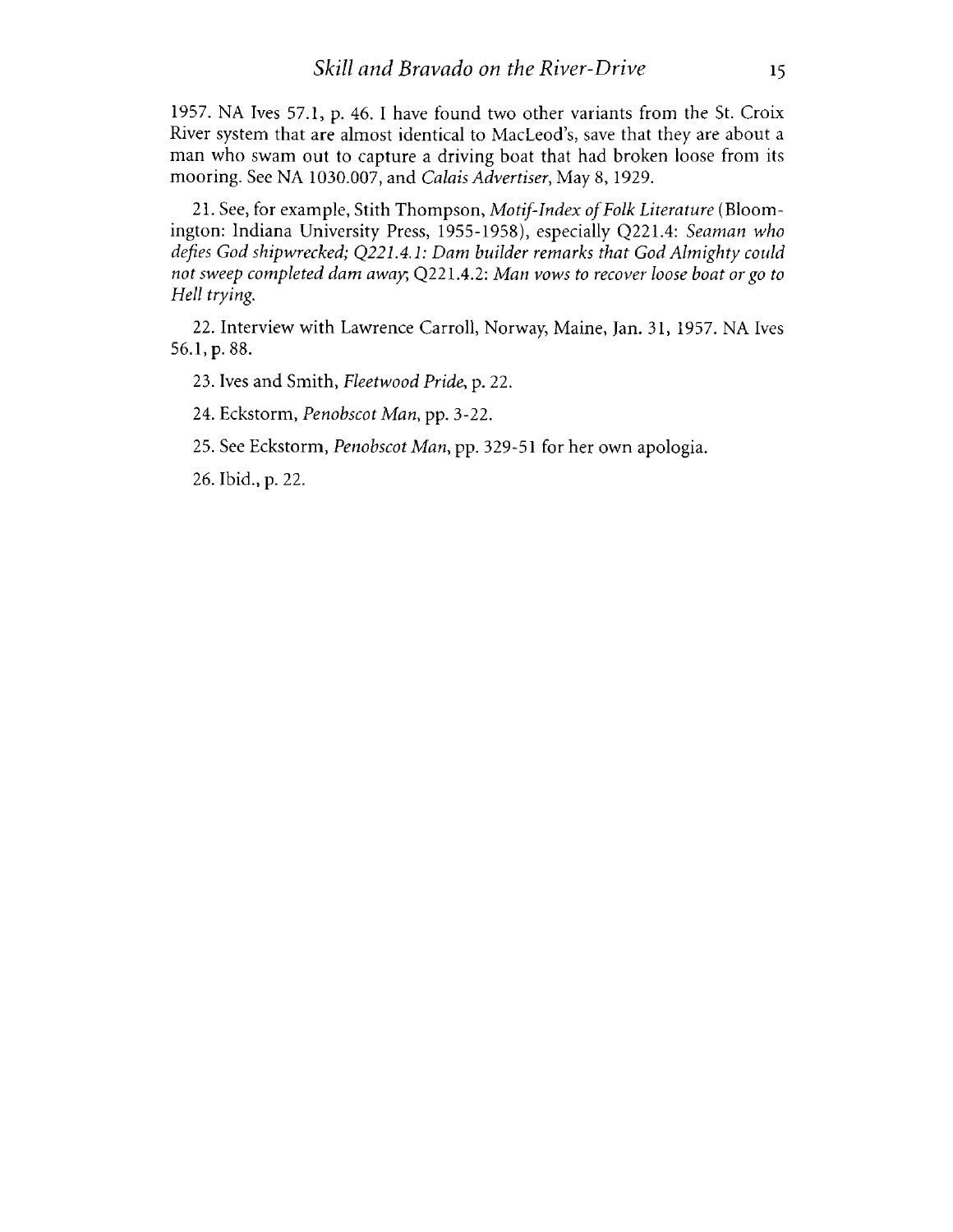1957. NA Ives 57.1, p. 46. I have found two other variants from the St. Croix River system that are almost identical to MacLeod's, save that they are about a man who swam out to capture a driving boat that had broken loose from its mooring. See NA 1030.007, and *Calais Advertiser*, May 8, 1929.

21. See, for example, Stith Thompson, *Motif-Index of Folk Literature* (Bloomington: Indiana University Press, 1955-1958), especially Q221.4: *Seaman who defies God shipwrecked; Q221.4.1: Dam builder remarks that God Almighty could not sweep completed dam away*; Q221.4.2: *Man vows to recover loose boat or go to Hell trying.*

22. Interview with Lawrence Carroll, Norway, Maine, Jan. 31, 1957. NA Ives 56.1, p. 88.

23. Ives and Smith, *Fleetwood Pride*, p. 22.

24. Eckstorm, *Penobscot Man*, pp. 3-22.

25. See Eckstorm, *Penobscot Man*, pp. 329-51 for her own apologia.

26. Ibid., p. 22.